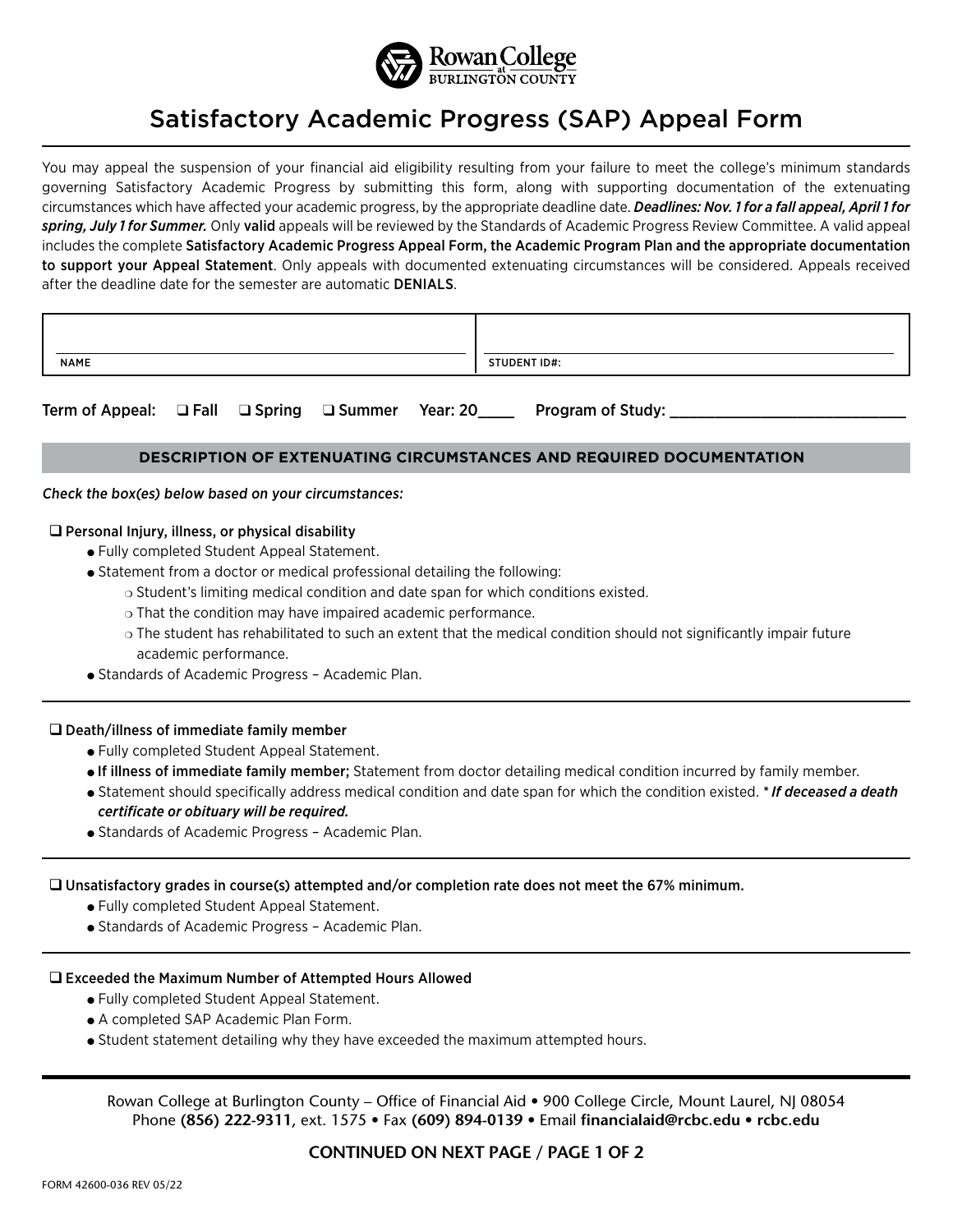Rowan College at Burlington County

# Satisfactory Academic Progress (SAP) Appeal Form

You may appeal the suspension of your financial aid eligibility resulting from your failure to meet the college's minimum standards governing Satisfactory Academic Progress by submitting this form, along with supporting documentation of the extenuating circumstances which have affected your academic progress, by the appropriate deadline date. ***Deadlines: Nov. 1 for a fall appeal, April 1 for spring, July 1 for Summer.*** Only valid appeals will be reviewed by the Standards of Academic Progress Review Committee. A valid appeal includes the complete Satisfactory Academic Progress Appeal Form, the Academic Program Plan and the appropriate documentation to support your Appeal Statement. Only appeals with documented extenuating circumstances will be considered. Appeals received after the deadline date for the semester are automatic DENIALS.

| NAME | STUDENT ID#: |
| --- | --- |
| | |

Term of Appeal: ❑ Fall ❑ Spring ❑ Summer Year: 20____ Program of Study: ____________________________

## DESCRIPTION OF EXTENUATING CIRCUMSTANCES AND REQUIRED DOCUMENTATION

*Check the box(es) below based on your circumstances:*

❑ Personal Injury, illness, or physical disability

- Fully completed Student Appeal Statement.
- Statement from a doctor or medical professional detailing the following:
  - Student's limiting medical condition and date span for which conditions existed.
  - That the condition may have impaired academic performance.
  - The student has rehabilitated to such an extent that the medical condition should not significantly impair future academic performance.
- Standards of Academic Progress – Academic Plan.

---

❑ Death/illness of immediate family member

- Fully completed Student Appeal Statement.
- **If illness of immediate family member;** Statement from doctor detailing medical condition incurred by family member.
- Statement should specifically address medical condition and date span for which the condition existed. * ***If deceased a death certificate or obituary will be required.***
- Standards of Academic Progress – Academic Plan.

---

❑ Unsatisfactory grades in course(s) attempted and/or completion rate does not meet the 67% minimum.

- Fully completed Student Appeal Statement.
- Standards of Academic Progress – Academic Plan.

---

❑ Exceeded the Maximum Number of Attempted Hours Allowed

- Fully completed Student Appeal Statement.
- A completed SAP Academic Plan Form.
- Student statement detailing why they have exceeded the maximum attempted hours.

---

Rowan College at Burlington County – Office of Financial Aid • 900 College Circle, Mount Laurel, NJ 08054
Phone **(856) 222-9311**, ext. 1575 • Fax **(609) 894-0139** • Email **financialaid@rcbc.edu** • **rcbc.edu**

**CONTINUED ON NEXT PAGE**

FORM 42600-036 REV 05/22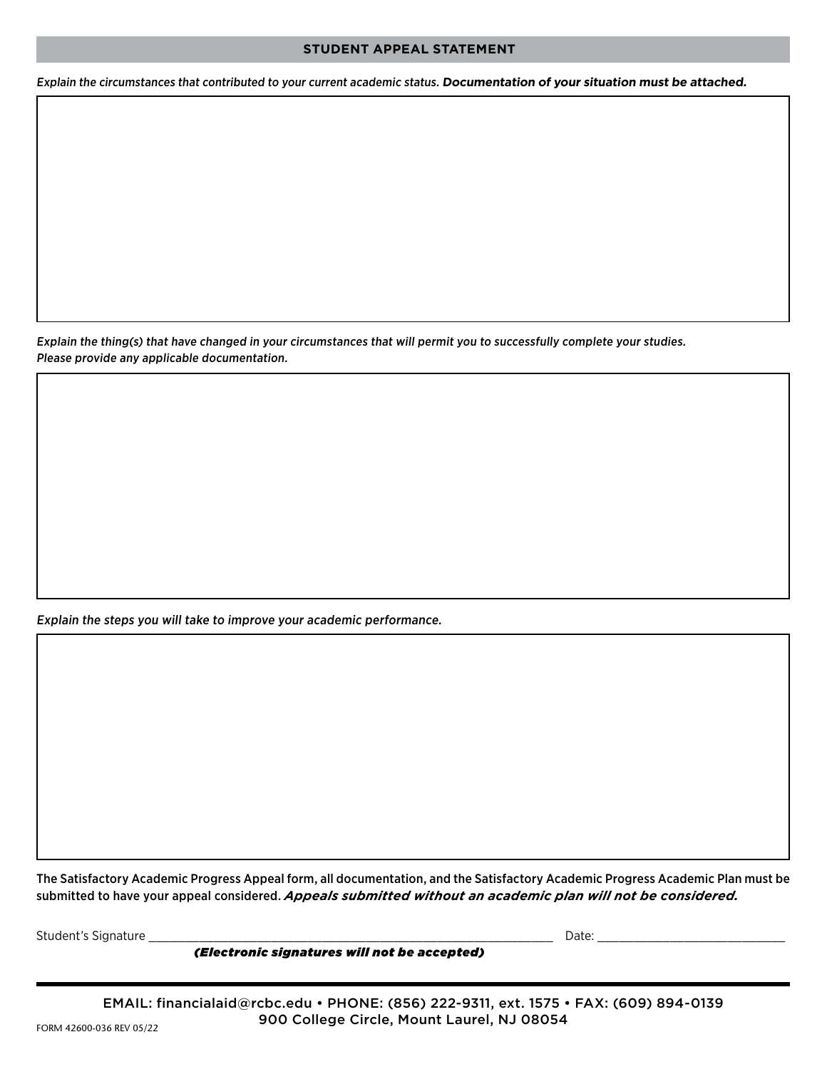## STUDENT APPEAL STATEMENT

*Explain the circumstances that contributed to your current academic status.* ***Documentation of your situation must be attached.***

*Explain the thing(s) that have changed in your circumstances that will permit you to successfully complete your studies. Please provide any applicable documentation.*

*Explain the steps you will take to improve your academic performance.*

The Satisfactory Academic Progress Appeal form, all documentation, and the Satisfactory Academic Progress Academic Plan must be submitted to have your appeal considered. ***Appeals submitted without an academic plan will not be considered.***

Student's Signature ______________________________________________ Date: ______________________

***(Electronic signatures will not be accepted)***

EMAIL: financialaid@rcbc.edu • PHONE: (856) 222-9311, ext. 1575 • FAX: (609) 894-0139
900 College Circle, Mount Laurel, NJ 08054

FORM 42600-036 REV 05/22